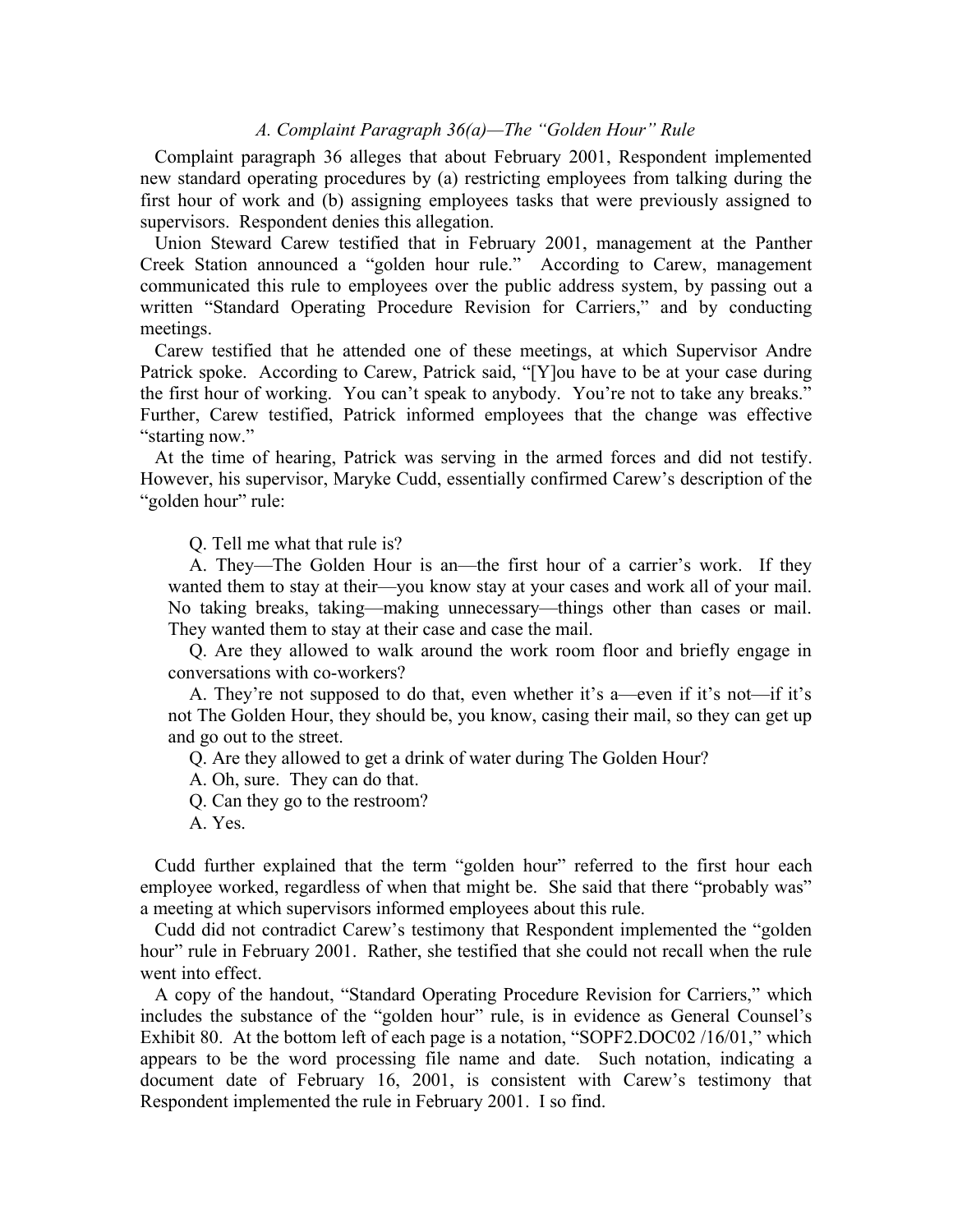### *A. Complaint Paragraph 36(a)—The "Golden Hour" Rule*

Complaint paragraph 36 alleges that about February 2001, Respondent implemented new standard operating procedures by (a) restricting employees from talking during the first hour of work and (b) assigning employees tasks that were previously assigned to supervisors. Respondent denies this allegation.

Union Steward Carew testified that in February 2001, management at the Panther Creek Station announced a "golden hour rule." According to Carew, management communicated this rule to employees over the public address system, by passing out a written "Standard Operating Procedure Revision for Carriers," and by conducting meetings.

Carew testified that he attended one of these meetings, at which Supervisor Andre Patrick spoke. According to Carew, Patrick said, "[Y]ou have to be at your case during the first hour of working. You can't speak to anybody. You're not to take any breaks." Further, Carew testified, Patrick informed employees that the change was effective "starting now."

At the time of hearing, Patrick was serving in the armed forces and did not testify. However, his supervisor, Maryke Cudd, essentially confirmed Carew's description of the "golden hour" rule:

> Q. Tell me what that rule is?
>
> A. They—The Golden Hour is an—the first hour of a carrier's work. If they wanted them to stay at their—you know stay at your cases and work all of your mail. No taking breaks, taking—making unnecessary—things other than cases or mail. They wanted them to stay at their case and case the mail.
>
> Q. Are they allowed to walk around the work room floor and briefly engage in conversations with co-workers?
>
> A. They're not supposed to do that, even whether it's a—even if it's not—if it's not The Golden Hour, they should be, you know, casing their mail, so they can get up and go out to the street.
>
> Q. Are they allowed to get a drink of water during The Golden Hour?
>
> A. Oh, sure. They can do that.
>
> Q. Can they go to the restroom?
>
> A. Yes.

Cudd further explained that the term "golden hour" referred to the first hour each employee worked, regardless of when that might be. She said that there "probably was" a meeting at which supervisors informed employees about this rule.

Cudd did not contradict Carew's testimony that Respondent implemented the "golden hour" rule in February 2001. Rather, she testified that she could not recall when the rule went into effect.

A copy of the handout, "Standard Operating Procedure Revision for Carriers," which includes the substance of the "golden hour" rule, is in evidence as General Counsel's Exhibit 80. At the bottom left of each page is a notation, "SOPF2.DOC02 /16/01," which appears to be the word processing file name and date. Such notation, indicating a document date of February 16, 2001, is consistent with Carew's testimony that Respondent implemented the rule in February 2001. I so find.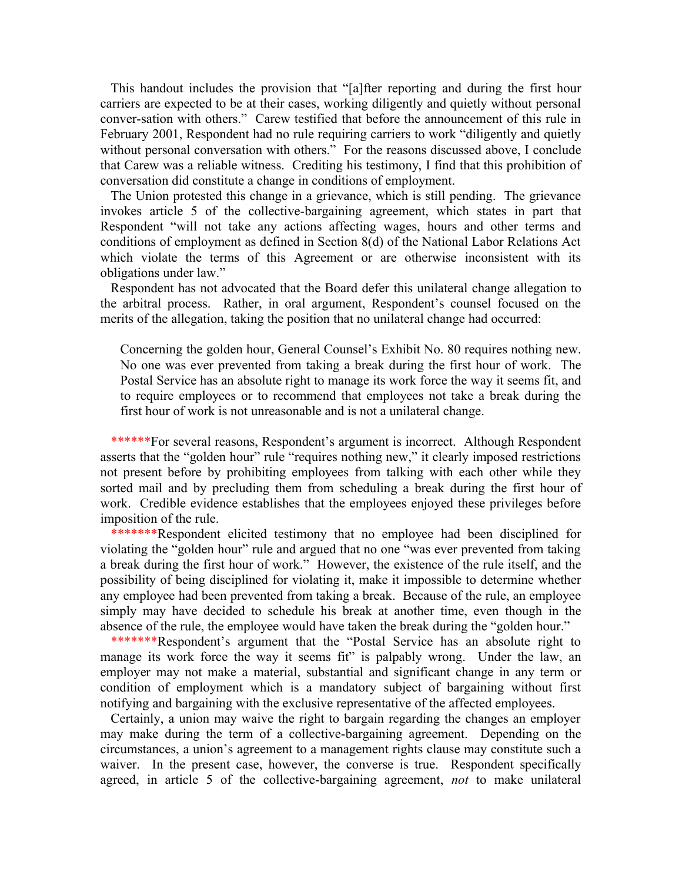This handout includes the provision that "[a]fter reporting and during the first hour carriers are expected to be at their cases, working diligently and quietly without personal conver-sation with others." Carew testified that before the announcement of this rule in February 2001, Respondent had no rule requiring carriers to work "diligently and quietly without personal conversation with others." For the reasons discussed above, I conclude that Carew was a reliable witness. Crediting his testimony, I find that this prohibition of conversation did constitute a change in conditions of employment.

The Union protested this change in a grievance, which is still pending. The grievance invokes article 5 of the collective-bargaining agreement, which states in part that Respondent "will not take any actions affecting wages, hours and other terms and conditions of employment as defined in Section 8(d) of the National Labor Relations Act which violate the terms of this Agreement or are otherwise inconsistent with its obligations under law."

Respondent has not advocated that the Board defer this unilateral change allegation to the arbitral process. Rather, in oral argument, Respondent's counsel focused on the merits of the allegation, taking the position that no unilateral change had occurred:

> Concerning the golden hour, General Counsel's Exhibit No. 80 requires nothing new. No one was ever prevented from taking a break during the first hour of work. The Postal Service has an absolute right to manage its work force the way it seems fit, and to require employees or to recommend that employees not take a break during the first hour of work is not unreasonable and is not a unilateral change.

******For several reasons, Respondent's argument is incorrect. Although Respondent asserts that the "golden hour" rule "requires nothing new," it clearly imposed restrictions not present before by prohibiting employees from talking with each other while they sorted mail and by precluding them from scheduling a break during the first hour of work. Credible evidence establishes that the employees enjoyed these privileges before imposition of the rule.

*******Respondent elicited testimony that no employee had been disciplined for violating the "golden hour" rule and argued that no one "was ever prevented from taking a break during the first hour of work." However, the existence of the rule itself, and the possibility of being disciplined for violating it, make it impossible to determine whether any employee had been prevented from taking a break. Because of the rule, an employee simply may have decided to schedule his break at another time, even though in the absence of the rule, the employee would have taken the break during the "golden hour."

*******Respondent's argument that the "Postal Service has an absolute right to manage its work force the way it seems fit" is palpably wrong. Under the law, an employer may not make a material, substantial and significant change in any term or condition of employment which is a mandatory subject of bargaining without first notifying and bargaining with the exclusive representative of the affected employees.

Certainly, a union may waive the right to bargain regarding the changes an employer may make during the term of a collective-bargaining agreement. Depending on the circumstances, a union's agreement to a management rights clause may constitute such a waiver. In the present case, however, the converse is true. Respondent specifically agreed, in article 5 of the collective-bargaining agreement, *not* to make unilateral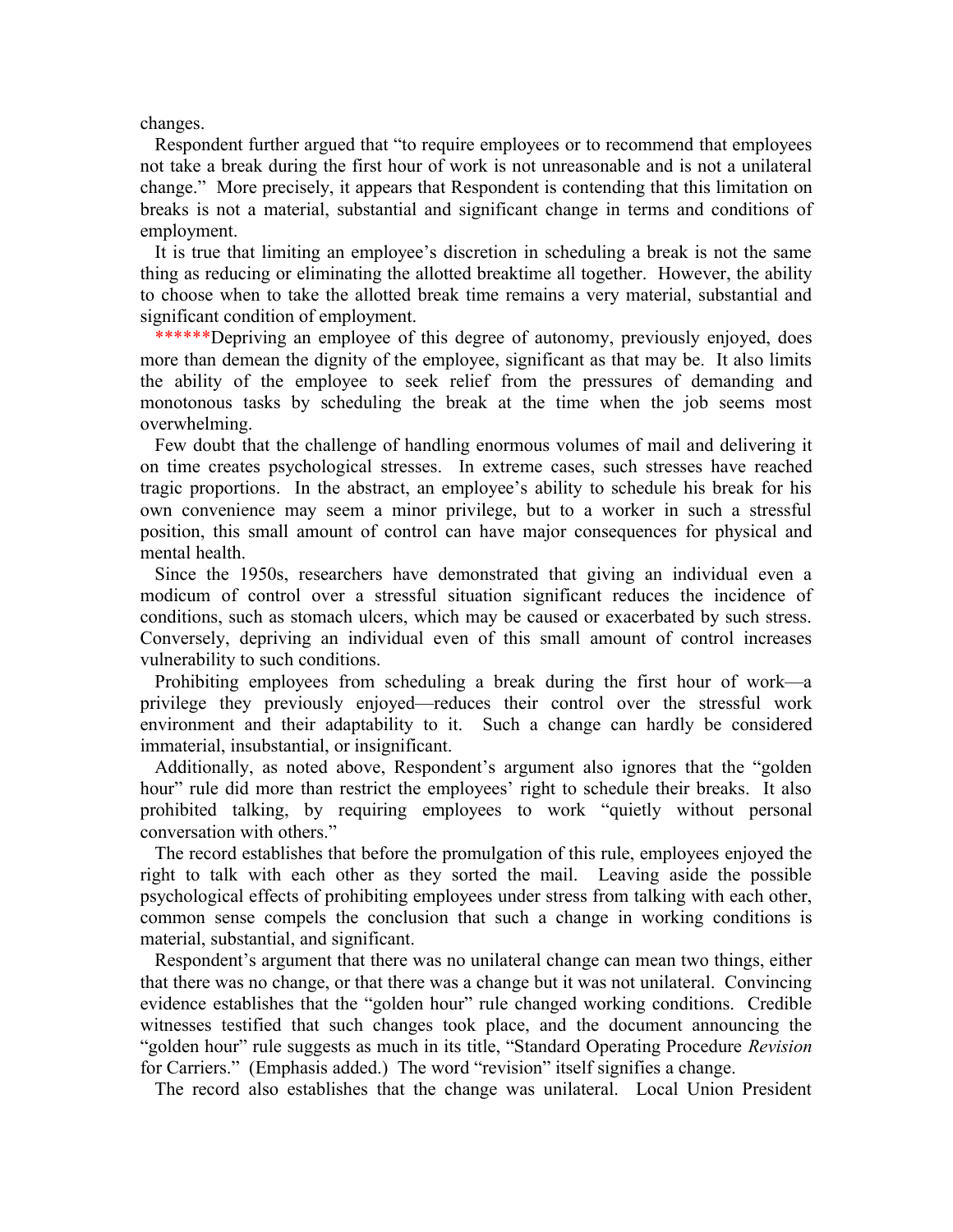changes.

Respondent further argued that "to require employees or to recommend that employees not take a break during the first hour of work is not unreasonable and is not a unilateral change." More precisely, it appears that Respondent is contending that this limitation on breaks is not a material, substantial and significant change in terms and conditions of employment.

It is true that limiting an employee's discretion in scheduling a break is not the same thing as reducing or eliminating the allotted breaktime all together. However, the ability to choose when to take the allotted break time remains a very material, substantial and significant condition of employment.

******Depriving an employee of this degree of autonomy, previously enjoyed, does more than demean the dignity of the employee, significant as that may be. It also limits the ability of the employee to seek relief from the pressures of demanding and monotonous tasks by scheduling the break at the time when the job seems most overwhelming.

Few doubt that the challenge of handling enormous volumes of mail and delivering it on time creates psychological stresses. In extreme cases, such stresses have reached tragic proportions. In the abstract, an employee's ability to schedule his break for his own convenience may seem a minor privilege, but to a worker in such a stressful position, this small amount of control can have major consequences for physical and mental health.

Since the 1950s, researchers have demonstrated that giving an individual even a modicum of control over a stressful situation significant reduces the incidence of conditions, such as stomach ulcers, which may be caused or exacerbated by such stress. Conversely, depriving an individual even of this small amount of control increases vulnerability to such conditions.

Prohibiting employees from scheduling a break during the first hour of work—a privilege they previously enjoyed—reduces their control over the stressful work environment and their adaptability to it. Such a change can hardly be considered immaterial, insubstantial, or insignificant.

Additionally, as noted above, Respondent's argument also ignores that the "golden hour" rule did more than restrict the employees' right to schedule their breaks. It also prohibited talking, by requiring employees to work "quietly without personal conversation with others."

The record establishes that before the promulgation of this rule, employees enjoyed the right to talk with each other as they sorted the mail. Leaving aside the possible psychological effects of prohibiting employees under stress from talking with each other, common sense compels the conclusion that such a change in working conditions is material, substantial, and significant.

Respondent's argument that there was no unilateral change can mean two things, either that there was no change, or that there was a change but it was not unilateral. Convincing evidence establishes that the "golden hour" rule changed working conditions. Credible witnesses testified that such changes took place, and the document announcing the "golden hour" rule suggests as much in its title, "Standard Operating Procedure *Revision* for Carriers." (Emphasis added.) The word "revision" itself signifies a change.

The record also establishes that the change was unilateral. Local Union President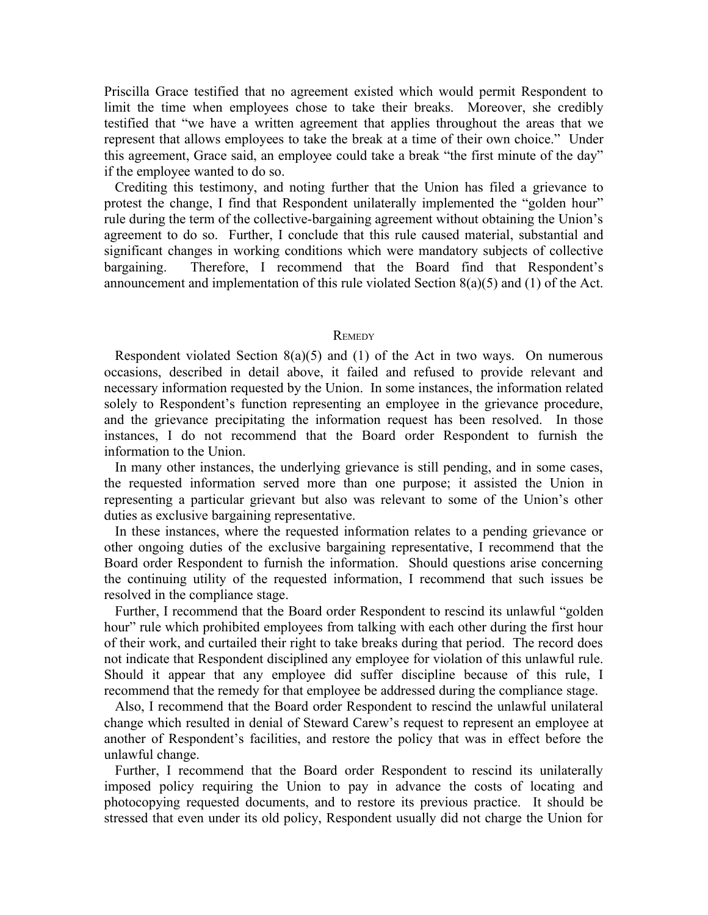Priscilla Grace testified that no agreement existed which would permit Respondent to limit the time when employees chose to take their breaks. Moreover, she credibly testified that "we have a written agreement that applies throughout the areas that we represent that allows employees to take the break at a time of their own choice." Under this agreement, Grace said, an employee could take a break "the first minute of the day" if the employee wanted to do so.

Crediting this testimony, and noting further that the Union has filed a grievance to protest the change, I find that Respondent unilaterally implemented the "golden hour" rule during the term of the collective-bargaining agreement without obtaining the Union's agreement to do so. Further, I conclude that this rule caused material, substantial and significant changes in working conditions which were mandatory subjects of collective bargaining. Therefore, I recommend that the Board find that Respondent's announcement and implementation of this rule violated Section 8(a)(5) and (1) of the Act.

## Remedy

Respondent violated Section 8(a)(5) and (1) of the Act in two ways. On numerous occasions, described in detail above, it failed and refused to provide relevant and necessary information requested by the Union. In some instances, the information related solely to Respondent's function representing an employee in the grievance procedure, and the grievance precipitating the information request has been resolved. In those instances, I do not recommend that the Board order Respondent to furnish the information to the Union.

In many other instances, the underlying grievance is still pending, and in some cases, the requested information served more than one purpose; it assisted the Union in representing a particular grievant but also was relevant to some of the Union's other duties as exclusive bargaining representative.

In these instances, where the requested information relates to a pending grievance or other ongoing duties of the exclusive bargaining representative, I recommend that the Board order Respondent to furnish the information. Should questions arise concerning the continuing utility of the requested information, I recommend that such issues be resolved in the compliance stage.

Further, I recommend that the Board order Respondent to rescind its unlawful "golden hour" rule which prohibited employees from talking with each other during the first hour of their work, and curtailed their right to take breaks during that period. The record does not indicate that Respondent disciplined any employee for violation of this unlawful rule. Should it appear that any employee did suffer discipline because of this rule, I recommend that the remedy for that employee be addressed during the compliance stage.

Also, I recommend that the Board order Respondent to rescind the unlawful unilateral change which resulted in denial of Steward Carew's request to represent an employee at another of Respondent's facilities, and restore the policy that was in effect before the unlawful change.

Further, I recommend that the Board order Respondent to rescind its unilaterally imposed policy requiring the Union to pay in advance the costs of locating and photocopying requested documents, and to restore its previous practice. It should be stressed that even under its old policy, Respondent usually did not charge the Union for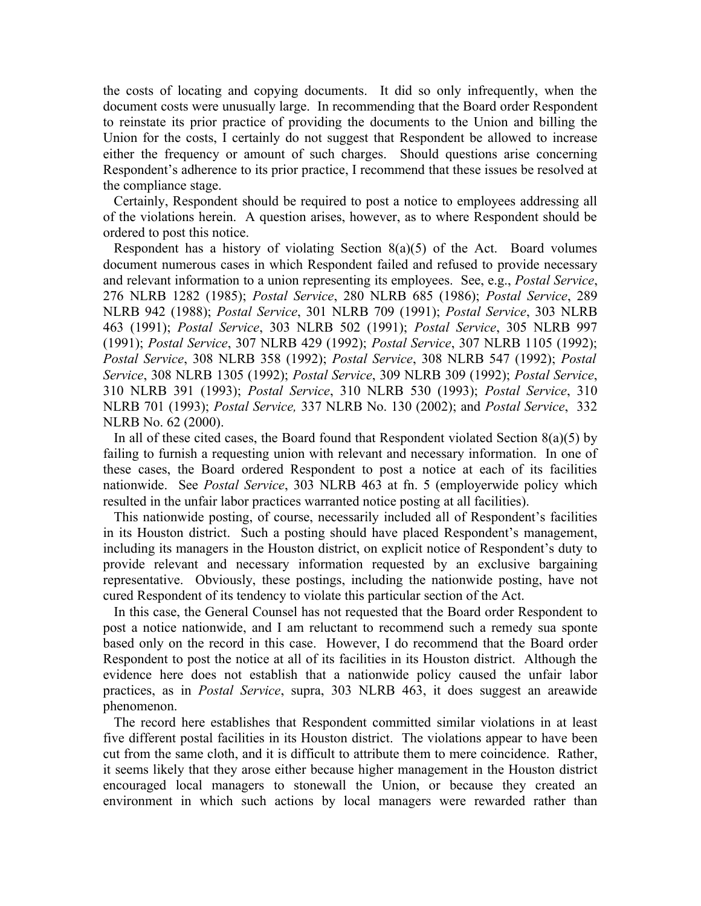the costs of locating and copying documents. It did so only infrequently, when the document costs were unusually large. In recommending that the Board order Respondent to reinstate its prior practice of providing the documents to the Union and billing the Union for the costs, I certainly do not suggest that Respondent be allowed to increase either the frequency or amount of such charges. Should questions arise concerning Respondent's adherence to its prior practice, I recommend that these issues be resolved at the compliance stage.

Certainly, Respondent should be required to post a notice to employees addressing all of the violations herein. A question arises, however, as to where Respondent should be ordered to post this notice.

Respondent has a history of violating Section 8(a)(5) of the Act. Board volumes document numerous cases in which Respondent failed and refused to provide necessary and relevant information to a union representing its employees. See, e.g., *Postal Service*, 276 NLRB 1282 (1985); *Postal Service*, 280 NLRB 685 (1986); *Postal Service*, 289 NLRB 942 (1988); *Postal Service*, 301 NLRB 709 (1991); *Postal Service*, 303 NLRB 463 (1991); *Postal Service*, 303 NLRB 502 (1991); *Postal Service*, 305 NLRB 997 (1991); *Postal Service*, 307 NLRB 429 (1992); *Postal Service*, 307 NLRB 1105 (1992); *Postal Service*, 308 NLRB 358 (1992); *Postal Service*, 308 NLRB 547 (1992); *Postal Service*, 308 NLRB 1305 (1992); *Postal Service*, 309 NLRB 309 (1992); *Postal Service*, 310 NLRB 391 (1993); *Postal Service*, 310 NLRB 530 (1993); *Postal Service*, 310 NLRB 701 (1993); *Postal Service,* 337 NLRB No. 130 (2002); and *Postal Service*, 332 NLRB No. 62 (2000).

In all of these cited cases, the Board found that Respondent violated Section 8(a)(5) by failing to furnish a requesting union with relevant and necessary information. In one of these cases, the Board ordered Respondent to post a notice at each of its facilities nationwide. See *Postal Service*, 303 NLRB 463 at fn. 5 (employerwide policy which resulted in the unfair labor practices warranted notice posting at all facilities).

This nationwide posting, of course, necessarily included all of Respondent's facilities in its Houston district. Such a posting should have placed Respondent's management, including its managers in the Houston district, on explicit notice of Respondent's duty to provide relevant and necessary information requested by an exclusive bargaining representative. Obviously, these postings, including the nationwide posting, have not cured Respondent of its tendency to violate this particular section of the Act.

In this case, the General Counsel has not requested that the Board order Respondent to post a notice nationwide, and I am reluctant to recommend such a remedy sua sponte based only on the record in this case. However, I do recommend that the Board order Respondent to post the notice at all of its facilities in its Houston district. Although the evidence here does not establish that a nationwide policy caused the unfair labor practices, as in *Postal Service*, supra, 303 NLRB 463, it does suggest an areawide phenomenon.

The record here establishes that Respondent committed similar violations in at least five different postal facilities in its Houston district. The violations appear to have been cut from the same cloth, and it is difficult to attribute them to mere coincidence. Rather, it seems likely that they arose either because higher management in the Houston district encouraged local managers to stonewall the Union, or because they created an environment in which such actions by local managers were rewarded rather than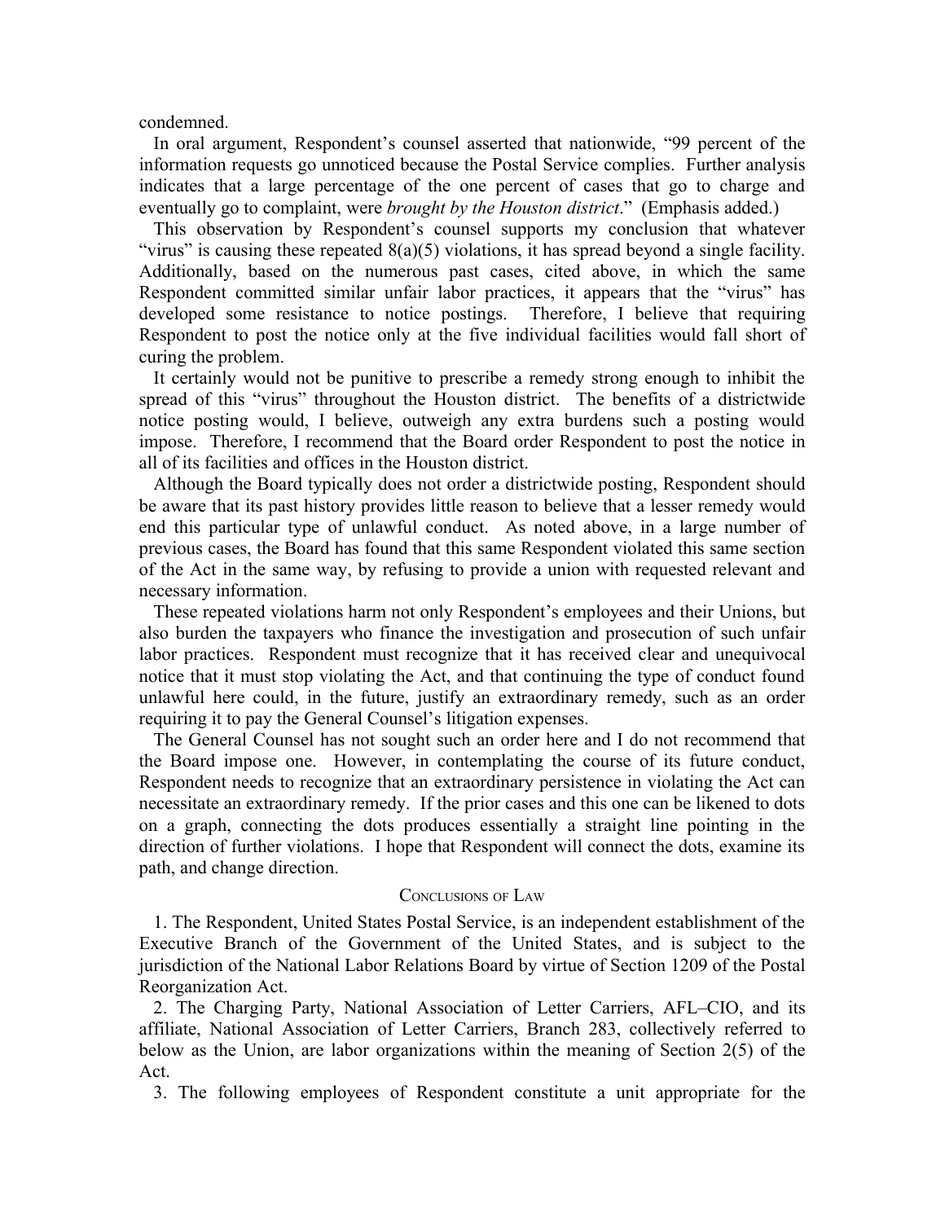condemned.

In oral argument, Respondent's counsel asserted that nationwide, "99 percent of the information requests go unnoticed because the Postal Service complies. Further analysis indicates that a large percentage of the one percent of cases that go to charge and eventually go to complaint, were *brought by the Houston district*." (Emphasis added.)

This observation by Respondent's counsel supports my conclusion that whatever "virus" is causing these repeated 8(a)(5) violations, it has spread beyond a single facility. Additionally, based on the numerous past cases, cited above, in which the same Respondent committed similar unfair labor practices, it appears that the "virus" has developed some resistance to notice postings. Therefore, I believe that requiring Respondent to post the notice only at the five individual facilities would fall short of curing the problem.

It certainly would not be punitive to prescribe a remedy strong enough to inhibit the spread of this "virus" throughout the Houston district. The benefits of a districtwide notice posting would, I believe, outweigh any extra burdens such a posting would impose. Therefore, I recommend that the Board order Respondent to post the notice in all of its facilities and offices in the Houston district.

Although the Board typically does not order a districtwide posting, Respondent should be aware that its past history provides little reason to believe that a lesser remedy would end this particular type of unlawful conduct. As noted above, in a large number of previous cases, the Board has found that this same Respondent violated this same section of the Act in the same way, by refusing to provide a union with requested relevant and necessary information.

These repeated violations harm not only Respondent's employees and their Unions, but also burden the taxpayers who finance the investigation and prosecution of such unfair labor practices. Respondent must recognize that it has received clear and unequivocal notice that it must stop violating the Act, and that continuing the type of conduct found unlawful here could, in the future, justify an extraordinary remedy, such as an order requiring it to pay the General Counsel's litigation expenses.

The General Counsel has not sought such an order here and I do not recommend that the Board impose one. However, in contemplating the course of its future conduct, Respondent needs to recognize that an extraordinary persistence in violating the Act can necessitate an extraordinary remedy. If the prior cases and this one can be likened to dots on a graph, connecting the dots produces essentially a straight line pointing in the direction of further violations. I hope that Respondent will connect the dots, examine its path, and change direction.

## Conclusions of Law

1. The Respondent, United States Postal Service, is an independent establishment of the Executive Branch of the Government of the United States, and is subject to the jurisdiction of the National Labor Relations Board by virtue of Section 1209 of the Postal Reorganization Act.

2. The Charging Party, National Association of Letter Carriers, AFL–CIO, and its affiliate, National Association of Letter Carriers, Branch 283, collectively referred to below as the Union, are labor organizations within the meaning of Section 2(5) of the Act.

3. The following employees of Respondent constitute a unit appropriate for the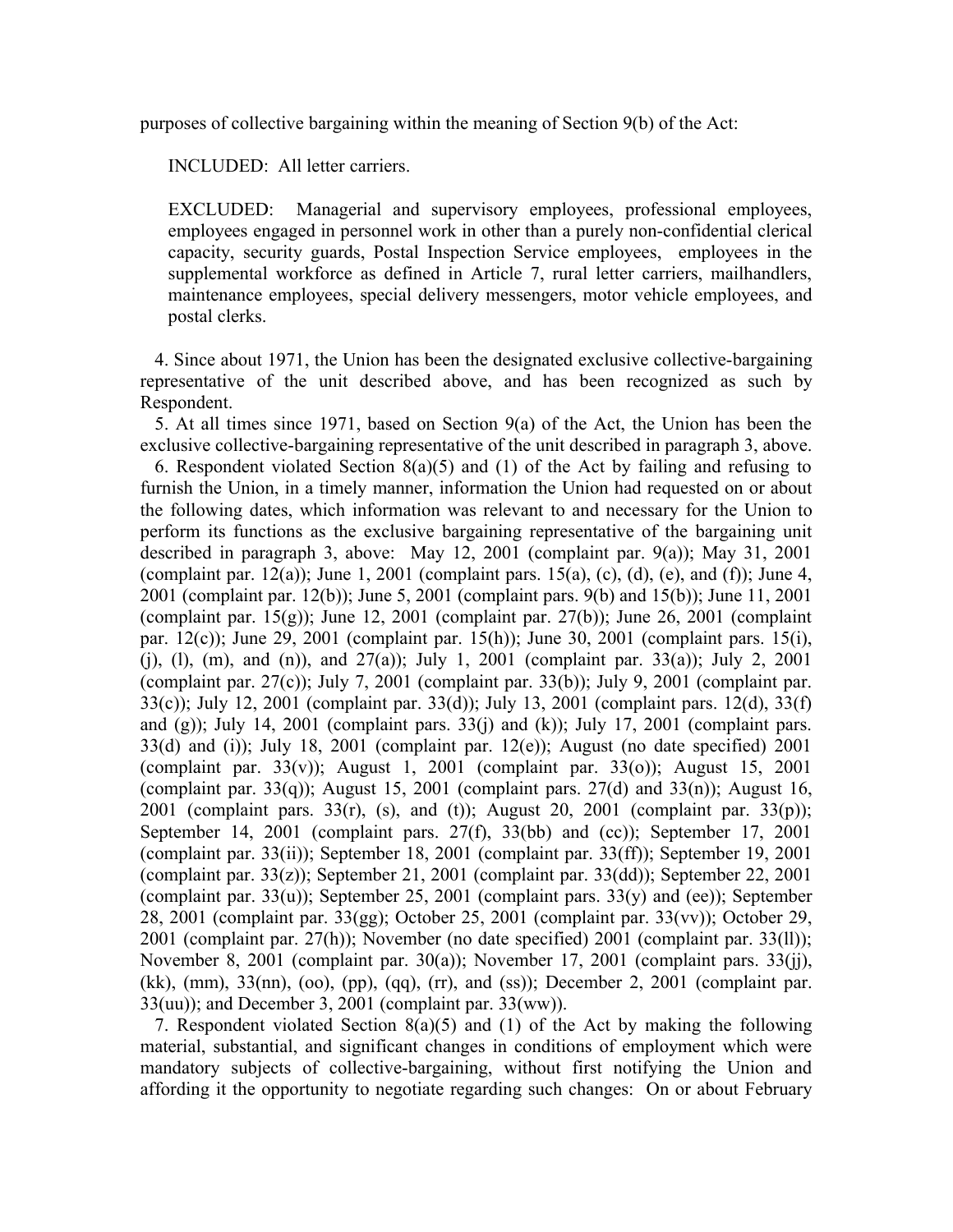purposes of collective bargaining within the meaning of Section 9(b) of the Act:

> INCLUDED: All letter carriers.
>
> EXCLUDED: Managerial and supervisory employees, professional employees, employees engaged in personnel work in other than a purely non-confidential clerical capacity, security guards, Postal Inspection Service employees, employees in the supplemental workforce as defined in Article 7, rural letter carriers, mailhandlers, maintenance employees, special delivery messengers, motor vehicle employees, and postal clerks.

4. Since about 1971, the Union has been the designated exclusive collective-bargaining representative of the unit described above, and has been recognized as such by Respondent.

5. At all times since 1971, based on Section 9(a) of the Act, the Union has been the exclusive collective-bargaining representative of the unit described in paragraph 3, above.

6. Respondent violated Section 8(a)(5) and (1) of the Act by failing and refusing to furnish the Union, in a timely manner, information the Union had requested on or about the following dates, which information was relevant to and necessary for the Union to perform its functions as the exclusive bargaining representative of the bargaining unit described in paragraph 3, above: May 12, 2001 (complaint par. 9(a)); May 31, 2001 (complaint par. 12(a)); June 1, 2001 (complaint pars. 15(a), (c), (d), (e), and (f)); June 4, 2001 (complaint par. 12(b)); June 5, 2001 (complaint pars. 9(b) and 15(b)); June 11, 2001 (complaint par. 15(g)); June 12, 2001 (complaint par. 27(b)); June 26, 2001 (complaint par. 12(c)); June 29, 2001 (complaint par. 15(h)); June 30, 2001 (complaint pars. 15(i), (j), (l), (m), and (n)), and 27(a)); July 1, 2001 (complaint par. 33(a)); July 2, 2001 (complaint par. 27(c)); July 7, 2001 (complaint par. 33(b)); July 9, 2001 (complaint par. 33(c)); July 12, 2001 (complaint par. 33(d)); July 13, 2001 (complaint pars. 12(d), 33(f) and (g)); July 14, 2001 (complaint pars. 33(j) and (k)); July 17, 2001 (complaint pars. 33(d) and (i)); July 18, 2001 (complaint par. 12(e)); August (no date specified) 2001 (complaint par. 33(v)); August 1, 2001 (complaint par. 33(o)); August 15, 2001 (complaint par. 33(q)); August 15, 2001 (complaint pars. 27(d) and 33(n)); August 16, 2001 (complaint pars. 33(r), (s), and (t)); August 20, 2001 (complaint par. 33(p)); September 14, 2001 (complaint pars. 27(f), 33(bb) and (cc)); September 17, 2001 (complaint par. 33(ii)); September 18, 2001 (complaint par. 33(ff)); September 19, 2001 (complaint par. 33(z)); September 21, 2001 (complaint par. 33(dd)); September 22, 2001 (complaint par. 33(u)); September 25, 2001 (complaint pars. 33(y) and (ee)); September 28, 2001 (complaint par. 33(gg); October 25, 2001 (complaint par. 33(vv)); October 29, 2001 (complaint par. 27(h)); November (no date specified) 2001 (complaint par. 33(ll)); November 8, 2001 (complaint par. 30(a)); November 17, 2001 (complaint pars. 33(jj), (kk), (mm), 33(nn), (oo), (pp), (qq), (rr), and (ss)); December 2, 2001 (complaint par. 33(uu)); and December 3, 2001 (complaint par. 33(ww)).

7. Respondent violated Section 8(a)(5) and (1) of the Act by making the following material, substantial, and significant changes in conditions of employment which were mandatory subjects of collective-bargaining, without first notifying the Union and affording it the opportunity to negotiate regarding such changes: On or about February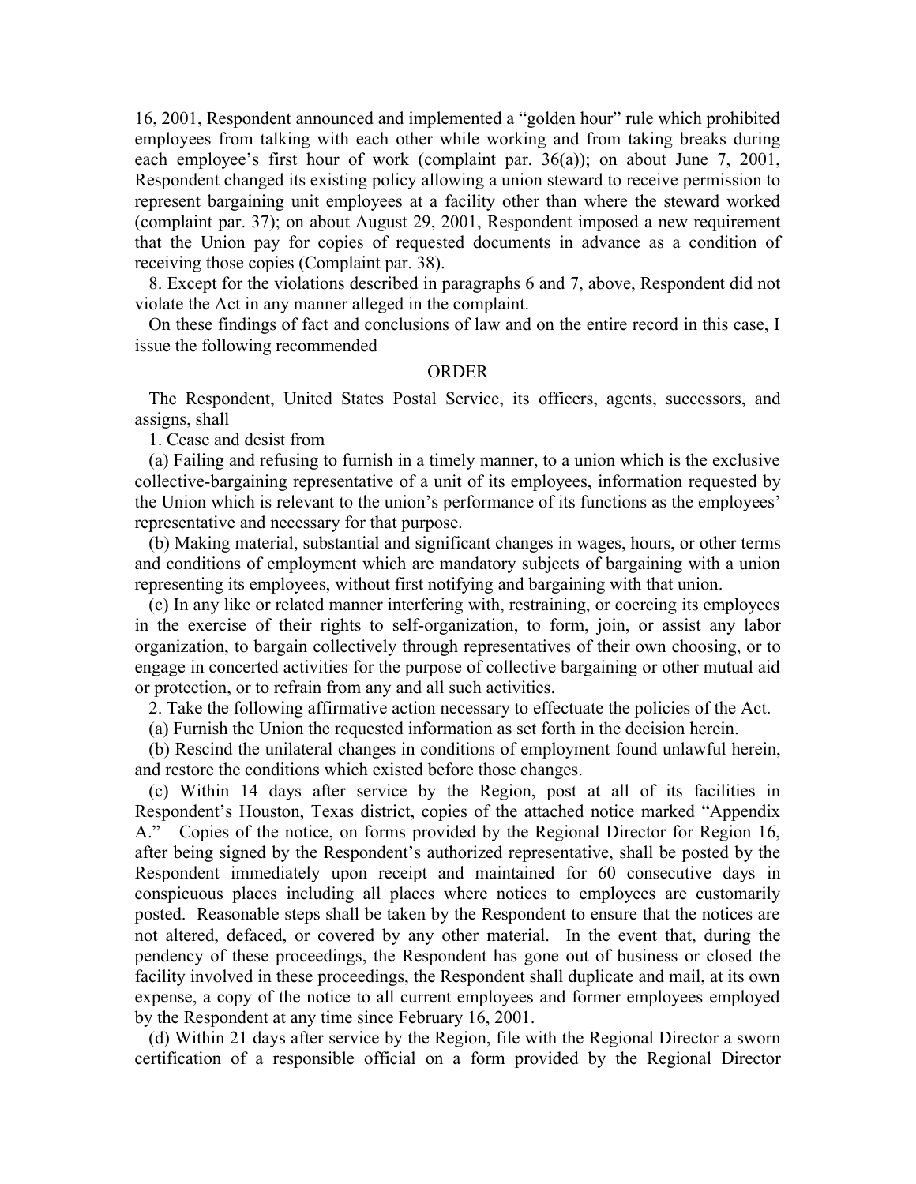16, 2001, Respondent announced and implemented a "golden hour" rule which prohibited employees from talking with each other while working and from taking breaks during each employee's first hour of work (complaint par. 36(a)); on about June 7, 2001, Respondent changed its existing policy allowing a union steward to receive permission to represent bargaining unit employees at a facility other than where the steward worked (complaint par. 37); on about August 29, 2001, Respondent imposed a new requirement that the Union pay for copies of requested documents in advance as a condition of receiving those copies (Complaint par. 38).

8. Except for the violations described in paragraphs 6 and 7, above, Respondent did not violate the Act in any manner alleged in the complaint.

On these findings of fact and conclusions of law and on the entire record in this case, I issue the following recommended

## ORDER

The Respondent, United States Postal Service, its officers, agents, successors, and assigns, shall

1. Cease and desist from

(a) Failing and refusing to furnish in a timely manner, to a union which is the exclusive collective-bargaining representative of a unit of its employees, information requested by the Union which is relevant to the union's performance of its functions as the employees' representative and necessary for that purpose.

(b) Making material, substantial and significant changes in wages, hours, or other terms and conditions of employment which are mandatory subjects of bargaining with a union representing its employees, without first notifying and bargaining with that union.

(c) In any like or related manner interfering with, restraining, or coercing its employees in the exercise of their rights to self-organization, to form, join, or assist any labor organization, to bargain collectively through representatives of their own choosing, or to engage in concerted activities for the purpose of collective bargaining or other mutual aid or protection, or to refrain from any and all such activities.

2. Take the following affirmative action necessary to effectuate the policies of the Act.

(a) Furnish the Union the requested information as set forth in the decision herein.

(b) Rescind the unilateral changes in conditions of employment found unlawful herein, and restore the conditions which existed before those changes.

(c) Within 14 days after service by the Region, post at all of its facilities in Respondent's Houston, Texas district, copies of the attached notice marked "Appendix A." Copies of the notice, on forms provided by the Regional Director for Region 16, after being signed by the Respondent's authorized representative, shall be posted by the Respondent immediately upon receipt and maintained for 60 consecutive days in conspicuous places including all places where notices to employees are customarily posted. Reasonable steps shall be taken by the Respondent to ensure that the notices are not altered, defaced, or covered by any other material. In the event that, during the pendency of these proceedings, the Respondent has gone out of business or closed the facility involved in these proceedings, the Respondent shall duplicate and mail, at its own expense, a copy of the notice to all current employees and former employees employed by the Respondent at any time since February 16, 2001.

(d) Within 21 days after service by the Region, file with the Regional Director a sworn certification of a responsible official on a form provided by the Regional Director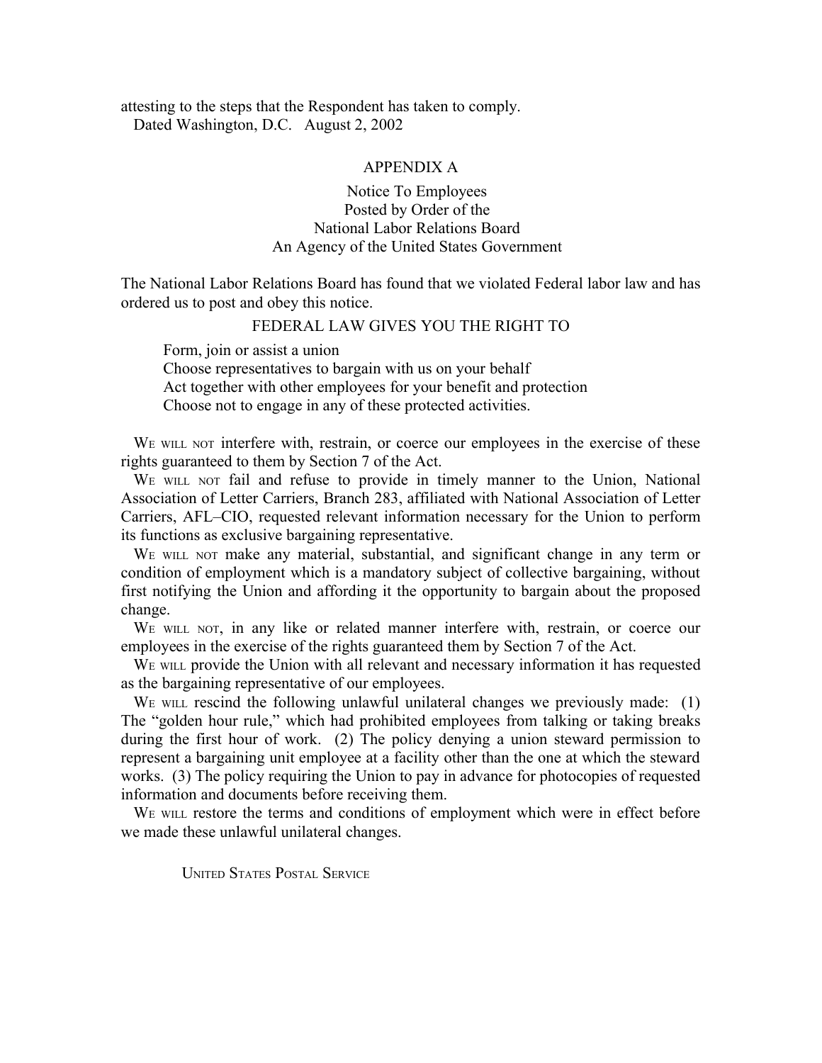attesting to the steps that the Respondent has taken to comply.

Dated Washington, D.C. August 2, 2002

## APPENDIX A

Notice To Employees
Posted by Order of the
National Labor Relations Board
An Agency of the United States Government

The National Labor Relations Board has found that we violated Federal labor law and has ordered us to post and obey this notice.

FEDERAL LAW GIVES YOU THE RIGHT TO

Form, join or assist a union
Choose representatives to bargain with us on your behalf
Act together with other employees for your benefit and protection
Choose not to engage in any of these protected activities.

WE WILL NOT interfere with, restrain, or coerce our employees in the exercise of these rights guaranteed to them by Section 7 of the Act.

WE WILL NOT fail and refuse to provide in timely manner to the Union, National Association of Letter Carriers, Branch 283, affiliated with National Association of Letter Carriers, AFL–CIO, requested relevant information necessary for the Union to perform its functions as exclusive bargaining representative.

WE WILL NOT make any material, substantial, and significant change in any term or condition of employment which is a mandatory subject of collective bargaining, without first notifying the Union and affording it the opportunity to bargain about the proposed change.

WE WILL NOT, in any like or related manner interfere with, restrain, or coerce our employees in the exercise of the rights guaranteed them by Section 7 of the Act.

WE WILL provide the Union with all relevant and necessary information it has requested as the bargaining representative of our employees.

WE WILL rescind the following unlawful unilateral changes we previously made: (1) The "golden hour rule," which had prohibited employees from talking or taking breaks during the first hour of work. (2) The policy denying a union steward permission to represent a bargaining unit employee at a facility other than the one at which the steward works. (3) The policy requiring the Union to pay in advance for photocopies of requested information and documents before receiving them.

WE WILL restore the terms and conditions of employment which were in effect before we made these unlawful unilateral changes.

UNITED STATES POSTAL SERVICE